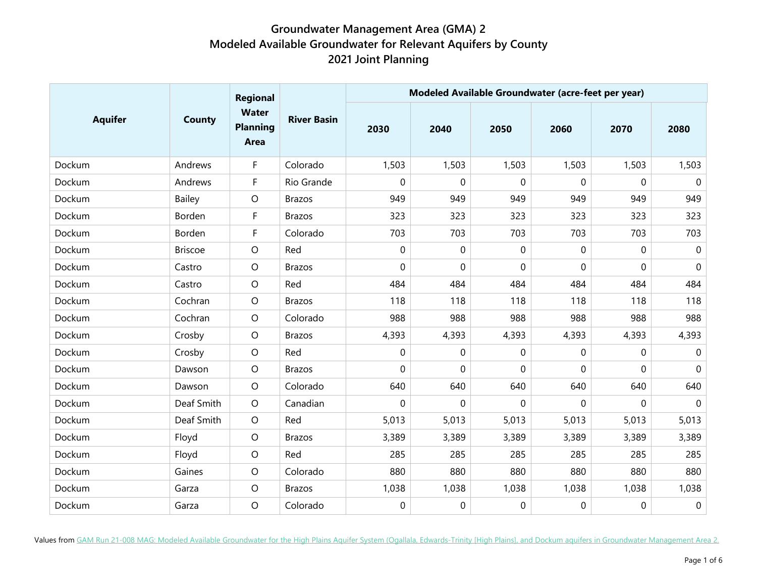# Groundwater Management Area (GMA) 2
# Modeled Available Groundwater for Relevant Aquifers by County
# 2021 Joint Planning

| Aquifer | County | Regional Water Planning Area | River Basin | Modeled Available Groundwater (acre-feet per year) | | | | | |
|---|---|---|---|---|---|---|---|---|---|
| | | | | 2030 | 2040 | 2050 | 2060 | 2070 | 2080 |
| Dockum | Andrews | F | Colorado | 1,503 | 1,503 | 1,503 | 1,503 | 1,503 | 1,503 |
| Dockum | Andrews | F | Rio Grande | 0 | 0 | 0 | 0 | 0 | 0 |
| Dockum | Bailey | O | Brazos | 949 | 949 | 949 | 949 | 949 | 949 |
| Dockum | Borden | F | Brazos | 323 | 323 | 323 | 323 | 323 | 323 |
| Dockum | Borden | F | Colorado | 703 | 703 | 703 | 703 | 703 | 703 |
| Dockum | Briscoe | O | Red | 0 | 0 | 0 | 0 | 0 | 0 |
| Dockum | Castro | O | Brazos | 0 | 0 | 0 | 0 | 0 | 0 |
| Dockum | Castro | O | Red | 484 | 484 | 484 | 484 | 484 | 484 |
| Dockum | Cochran | O | Brazos | 118 | 118 | 118 | 118 | 118 | 118 |
| Dockum | Cochran | O | Colorado | 988 | 988 | 988 | 988 | 988 | 988 |
| Dockum | Crosby | O | Brazos | 4,393 | 4,393 | 4,393 | 4,393 | 4,393 | 4,393 |
| Dockum | Crosby | O | Red | 0 | 0 | 0 | 0 | 0 | 0 |
| Dockum | Dawson | O | Brazos | 0 | 0 | 0 | 0 | 0 | 0 |
| Dockum | Dawson | O | Colorado | 640 | 640 | 640 | 640 | 640 | 640 |
| Dockum | Deaf Smith | O | Canadian | 0 | 0 | 0 | 0 | 0 | 0 |
| Dockum | Deaf Smith | O | Red | 5,013 | 5,013 | 5,013 | 5,013 | 5,013 | 5,013 |
| Dockum | Floyd | O | Brazos | 3,389 | 3,389 | 3,389 | 3,389 | 3,389 | 3,389 |
| Dockum | Floyd | O | Red | 285 | 285 | 285 | 285 | 285 | 285 |
| Dockum | Gaines | O | Colorado | 880 | 880 | 880 | 880 | 880 | 880 |
| Dockum | Garza | O | Brazos | 1,038 | 1,038 | 1,038 | 1,038 | 1,038 | 1,038 |
| Dockum | Garza | O | Colorado | 0 | 0 | 0 | 0 | 0 | 0 |

Values from GAM Run 21-008 MAG: Modeled Available Groundwater for the High Plains Aquifer System (Ogallala, Edwards-Trinity [High Plains], and Dockum aquifers in Groundwater Management Area 2.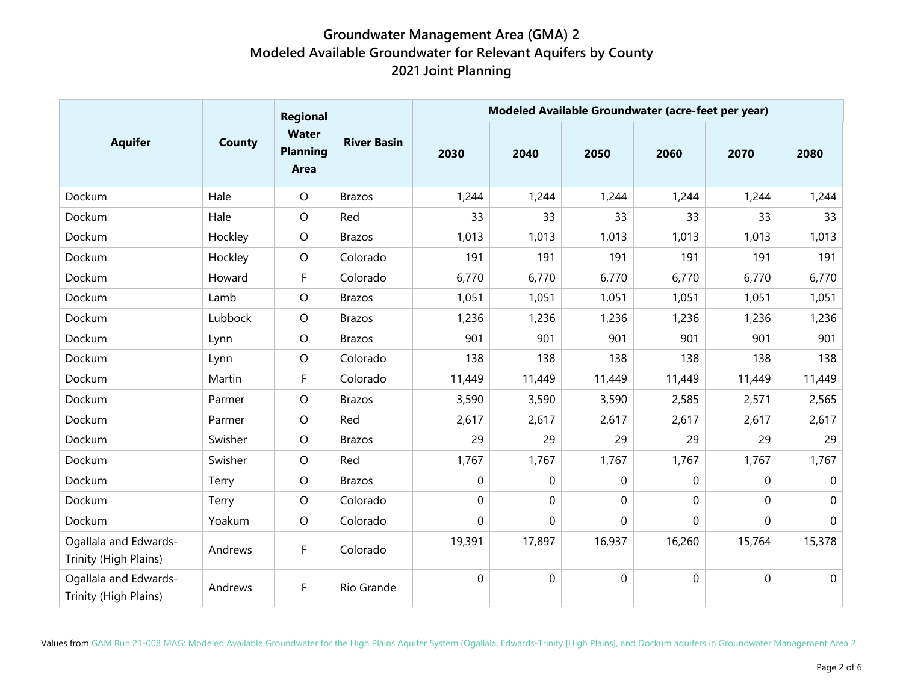# Groundwater Management Area (GMA) 2
## Modeled Available Groundwater for Relevant Aquifers by County
## 2021 Joint Planning

| Aquifer | County | Regional Water Planning Area | River Basin | Modeled Available Groundwater (acre-feet per year) | | | | | |
|---|---|---|---|---|---|---|---|---|---|
| | | | | 2030 | 2040 | 2050 | 2060 | 2070 | 2080 |
| Dockum | Hale | O | Brazos | 1,244 | 1,244 | 1,244 | 1,244 | 1,244 | 1,244 |
| Dockum | Hale | O | Red | 33 | 33 | 33 | 33 | 33 | 33 |
| Dockum | Hockley | O | Brazos | 1,013 | 1,013 | 1,013 | 1,013 | 1,013 | 1,013 |
| Dockum | Hockley | O | Colorado | 191 | 191 | 191 | 191 | 191 | 191 |
| Dockum | Howard | F | Colorado | 6,770 | 6,770 | 6,770 | 6,770 | 6,770 | 6,770 |
| Dockum | Lamb | O | Brazos | 1,051 | 1,051 | 1,051 | 1,051 | 1,051 | 1,051 |
| Dockum | Lubbock | O | Brazos | 1,236 | 1,236 | 1,236 | 1,236 | 1,236 | 1,236 |
| Dockum | Lynn | O | Brazos | 901 | 901 | 901 | 901 | 901 | 901 |
| Dockum | Lynn | O | Colorado | 138 | 138 | 138 | 138 | 138 | 138 |
| Dockum | Martin | F | Colorado | 11,449 | 11,449 | 11,449 | 11,449 | 11,449 | 11,449 |
| Dockum | Parmer | O | Brazos | 3,590 | 3,590 | 3,590 | 2,585 | 2,571 | 2,565 |
| Dockum | Parmer | O | Red | 2,617 | 2,617 | 2,617 | 2,617 | 2,617 | 2,617 |
| Dockum | Swisher | O | Brazos | 29 | 29 | 29 | 29 | 29 | 29 |
| Dockum | Swisher | O | Red | 1,767 | 1,767 | 1,767 | 1,767 | 1,767 | 1,767 |
| Dockum | Terry | O | Brazos | 0 | 0 | 0 | 0 | 0 | 0 |
| Dockum | Terry | O | Colorado | 0 | 0 | 0 | 0 | 0 | 0 |
| Dockum | Yoakum | O | Colorado | 0 | 0 | 0 | 0 | 0 | 0 |
| Ogallala and Edwards-Trinity (High Plains) | Andrews | F | Colorado | 19,391 | 17,897 | 16,937 | 16,260 | 15,764 | 15,378 |
| Ogallala and Edwards-Trinity (High Plains) | Andrews | F | Rio Grande | 0 | 0 | 0 | 0 | 0 | 0 |

Values from GAM Run 21-008 MAG: Modeled Available Groundwater for the High Plains Aquifer System (Ogallala, Edwards-Trinity [High Plains], and Dockum aquifers in Groundwater Management Area 2.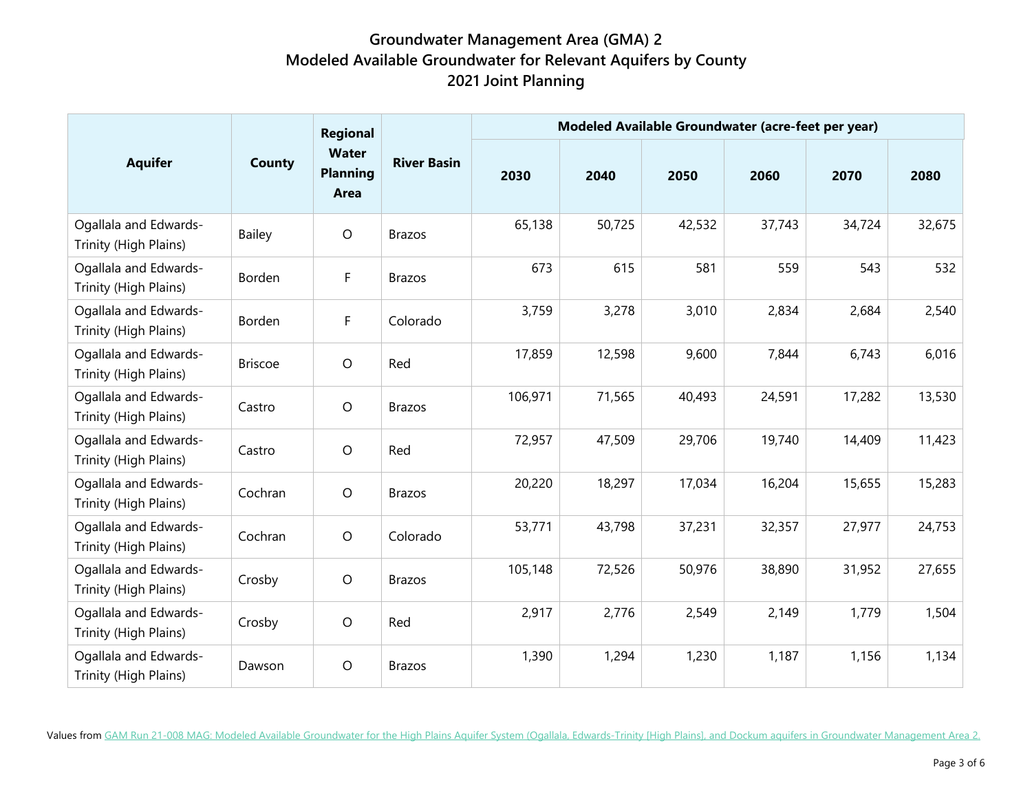# Groundwater Management Area (GMA) 2
## Modeled Available Groundwater for Relevant Aquifers by County
## 2021 Joint Planning

| Aquifer | County | Regional Water Planning Area | River Basin | Modeled Available Groundwater (acre-feet per year) | | | | | |
|---|---|---|---|---|---|---|---|---|---|
| | | | | 2030 | 2040 | 2050 | 2060 | 2070 | 2080 |
| Ogallala and Edwards-Trinity (High Plains) | Bailey | O | Brazos | 65,138 | 50,725 | 42,532 | 37,743 | 34,724 | 32,675 |
| Ogallala and Edwards-Trinity (High Plains) | Borden | F | Brazos | 673 | 615 | 581 | 559 | 543 | 532 |
| Ogallala and Edwards-Trinity (High Plains) | Borden | F | Colorado | 3,759 | 3,278 | 3,010 | 2,834 | 2,684 | 2,540 |
| Ogallala and Edwards-Trinity (High Plains) | Briscoe | O | Red | 17,859 | 12,598 | 9,600 | 7,844 | 6,743 | 6,016 |
| Ogallala and Edwards-Trinity (High Plains) | Castro | O | Brazos | 106,971 | 71,565 | 40,493 | 24,591 | 17,282 | 13,530 |
| Ogallala and Edwards-Trinity (High Plains) | Castro | O | Red | 72,957 | 47,509 | 29,706 | 19,740 | 14,409 | 11,423 |
| Ogallala and Edwards-Trinity (High Plains) | Cochran | O | Brazos | 20,220 | 18,297 | 17,034 | 16,204 | 15,655 | 15,283 |
| Ogallala and Edwards-Trinity (High Plains) | Cochran | O | Colorado | 53,771 | 43,798 | 37,231 | 32,357 | 27,977 | 24,753 |
| Ogallala and Edwards-Trinity (High Plains) | Crosby | O | Brazos | 105,148 | 72,526 | 50,976 | 38,890 | 31,952 | 27,655 |
| Ogallala and Edwards-Trinity (High Plains) | Crosby | O | Red | 2,917 | 2,776 | 2,549 | 2,149 | 1,779 | 1,504 |
| Ogallala and Edwards-Trinity (High Plains) | Dawson | O | Brazos | 1,390 | 1,294 | 1,230 | 1,187 | 1,156 | 1,134 |

Values from GAM Run 21-008 MAG: Modeled Available Groundwater for the High Plains Aquifer System (Ogallala, Edwards-Trinity [High Plains], and Dockum aquifers in Groundwater Management Area 2.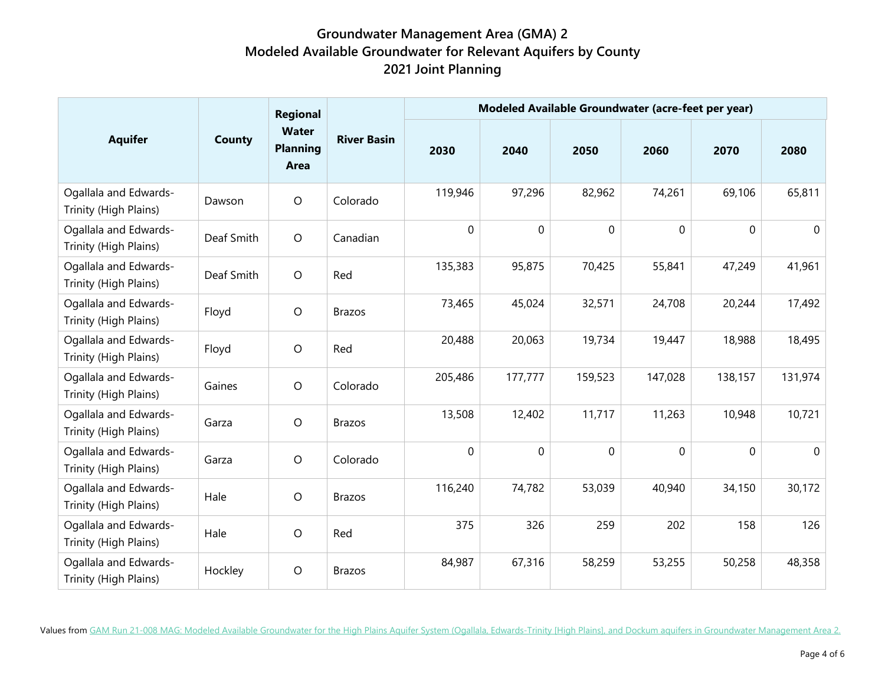# Groundwater Management Area (GMA) 2
## Modeled Available Groundwater for Relevant Aquifers by County
## 2021 Joint Planning

| Aquifer | County | Regional Water Planning Area | River Basin | Modeled Available Groundwater (acre-feet per year) | | | | | |
|---|---|---|---|---|---|---|---|---|---|
| | | | | 2030 | 2040 | 2050 | 2060 | 2070 | 2080 |
| Ogallala and Edwards-Trinity (High Plains) | Dawson | O | Colorado | 119,946 | 97,296 | 82,962 | 74,261 | 69,106 | 65,811 |
| Ogallala and Edwards-Trinity (High Plains) | Deaf Smith | O | Canadian | 0 | 0 | 0 | 0 | 0 | 0 |
| Ogallala and Edwards-Trinity (High Plains) | Deaf Smith | O | Red | 135,383 | 95,875 | 70,425 | 55,841 | 47,249 | 41,961 |
| Ogallala and Edwards-Trinity (High Plains) | Floyd | O | Brazos | 73,465 | 45,024 | 32,571 | 24,708 | 20,244 | 17,492 |
| Ogallala and Edwards-Trinity (High Plains) | Floyd | O | Red | 20,488 | 20,063 | 19,734 | 19,447 | 18,988 | 18,495 |
| Ogallala and Edwards-Trinity (High Plains) | Gaines | O | Colorado | 205,486 | 177,777 | 159,523 | 147,028 | 138,157 | 131,974 |
| Ogallala and Edwards-Trinity (High Plains) | Garza | O | Brazos | 13,508 | 12,402 | 11,717 | 11,263 | 10,948 | 10,721 |
| Ogallala and Edwards-Trinity (High Plains) | Garza | O | Colorado | 0 | 0 | 0 | 0 | 0 | 0 |
| Ogallala and Edwards-Trinity (High Plains) | Hale | O | Brazos | 116,240 | 74,782 | 53,039 | 40,940 | 34,150 | 30,172 |
| Ogallala and Edwards-Trinity (High Plains) | Hale | O | Red | 375 | 326 | 259 | 202 | 158 | 126 |
| Ogallala and Edwards-Trinity (High Plains) | Hockley | O | Brazos | 84,987 | 67,316 | 58,259 | 53,255 | 50,258 | 48,358 |

Values from GAM Run 21-008 MAG: Modeled Available Groundwater for the High Plains Aquifer System (Ogallala, Edwards-Trinity [High Plains], and Dockum aquifers in Groundwater Management Area 2.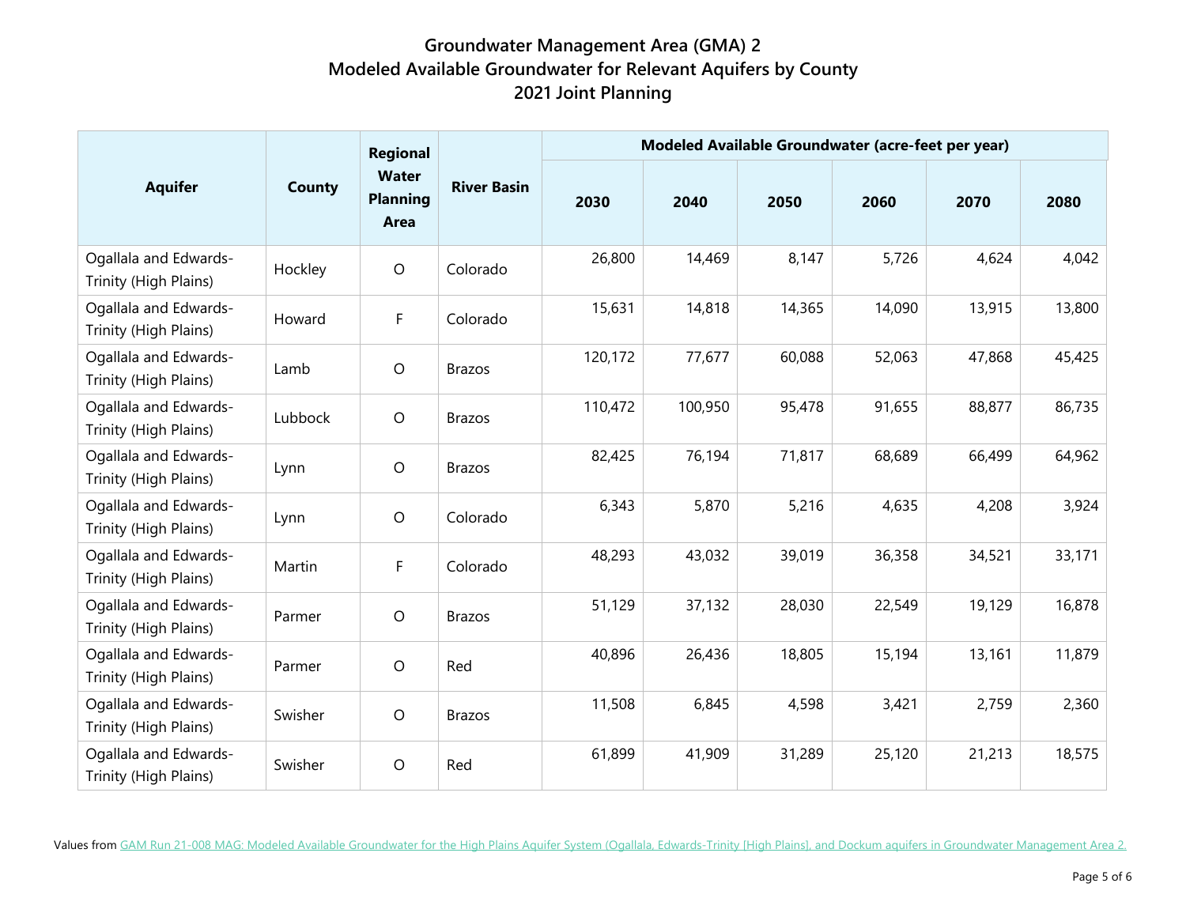# Groundwater Management Area (GMA) 2
# Modeled Available Groundwater for Relevant Aquifers by County
# 2021 Joint Planning

| Aquifer | County | Regional Water Planning Area | River Basin | Modeled Available Groundwater (acre-feet per year) | | | | | |
|---|---|---|---|---|---|---|---|---|---|
| | | | | 2030 | 2040 | 2050 | 2060 | 2070 | 2080 |
| Ogallala and Edwards-Trinity (High Plains) | Hockley | O | Colorado | 26,800 | 14,469 | 8,147 | 5,726 | 4,624 | 4,042 |
| Ogallala and Edwards-Trinity (High Plains) | Howard | F | Colorado | 15,631 | 14,818 | 14,365 | 14,090 | 13,915 | 13,800 |
| Ogallala and Edwards-Trinity (High Plains) | Lamb | O | Brazos | 120,172 | 77,677 | 60,088 | 52,063 | 47,868 | 45,425 |
| Ogallala and Edwards-Trinity (High Plains) | Lubbock | O | Brazos | 110,472 | 100,950 | 95,478 | 91,655 | 88,877 | 86,735 |
| Ogallala and Edwards-Trinity (High Plains) | Lynn | O | Brazos | 82,425 | 76,194 | 71,817 | 68,689 | 66,499 | 64,962 |
| Ogallala and Edwards-Trinity (High Plains) | Lynn | O | Colorado | 6,343 | 5,870 | 5,216 | 4,635 | 4,208 | 3,924 |
| Ogallala and Edwards-Trinity (High Plains) | Martin | F | Colorado | 48,293 | 43,032 | 39,019 | 36,358 | 34,521 | 33,171 |
| Ogallala and Edwards-Trinity (High Plains) | Parmer | O | Brazos | 51,129 | 37,132 | 28,030 | 22,549 | 19,129 | 16,878 |
| Ogallala and Edwards-Trinity (High Plains) | Parmer | O | Red | 40,896 | 26,436 | 18,805 | 15,194 | 13,161 | 11,879 |
| Ogallala and Edwards-Trinity (High Plains) | Swisher | O | Brazos | 11,508 | 6,845 | 4,598 | 3,421 | 2,759 | 2,360 |
| Ogallala and Edwards-Trinity (High Plains) | Swisher | O | Red | 61,899 | 41,909 | 31,289 | 25,120 | 21,213 | 18,575 |

Values from GAM Run 21-008 MAG: Modeled Available Groundwater for the High Plains Aquifer System (Ogallala, Edwards-Trinity [High Plains], and Dockum aquifers in Groundwater Management Area 2.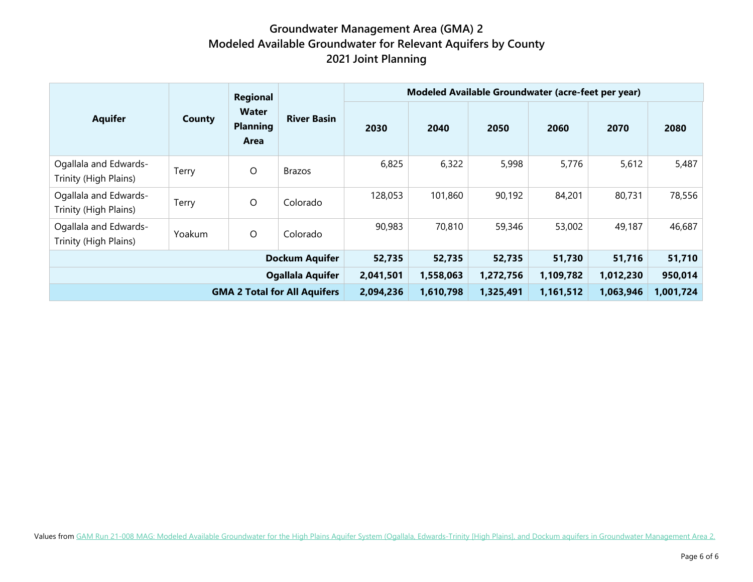# Groundwater Management Area (GMA) 2
# Modeled Available Groundwater for Relevant Aquifers by County
# 2021 Joint Planning

| Aquifer | County | Regional Water Planning Area | River Basin | Modeled Available Groundwater (acre-feet per year) | | | | | |
|---|---|---|---|---|---|---|---|---|---|
| | | | | 2030 | 2040 | 2050 | 2060 | 2070 | 2080 |
| Ogallala and Edwards-Trinity (High Plains) | Terry | O | Brazos | 6,825 | 6,322 | 5,998 | 5,776 | 5,612 | 5,487 |
| Ogallala and Edwards-Trinity (High Plains) | Terry | O | Colorado | 128,053 | 101,860 | 90,192 | 84,201 | 80,731 | 78,556 |
| Ogallala and Edwards-Trinity (High Plains) | Yoakum | O | Colorado | 90,983 | 70,810 | 59,346 | 53,002 | 49,187 | 46,687 |
| | | | **Dockum Aquifer** | **52,735** | **52,735** | **52,735** | **51,730** | **51,716** | **51,710** |
| | | | **Ogallala Aquifer** | **2,041,501** | **1,558,063** | **1,272,756** | **1,109,782** | **1,012,230** | **950,014** |
| | | | **GMA 2 Total for All Aquifers** | **2,094,236** | **1,610,798** | **1,325,491** | **1,161,512** | **1,063,946** | **1,001,724** |

Values from GAM Run 21-008 MAG: Modeled Available Groundwater for the High Plains Aquifer System (Ogallala, Edwards-Trinity [High Plains], and Dockum aquifers in Groundwater Management Area 2.